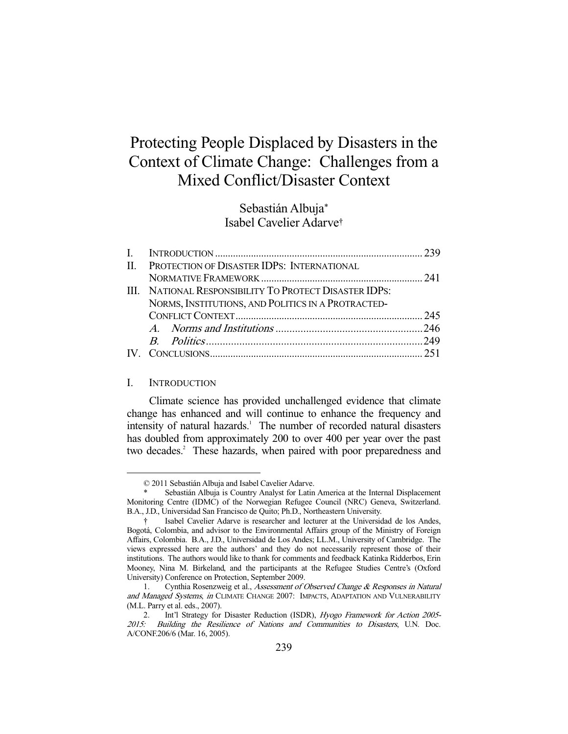# Protecting People Displaced by Disasters in the Context of Climate Change: Challenges from a Mixed Conflict/Disaster Context

Sebastián Albuja*
Isabel Cavelier Adarve†

| | | |
|---|---|---|
| I. | INTRODUCTION | 239 |
| II. | PROTECTION OF DISASTER IDPS: INTERNATIONAL NORMATIVE FRAMEWORK | 241 |
| III. | NATIONAL RESPONSIBILITY TO PROTECT DISASTER IDPS: NORMS, INSTITUTIONS, AND POLITICS IN A PROTRACTED-CONFLICT CONTEXT | 245 |
| | *A. Norms and Institutions* | 246 |
| | *B. Politics* | 249 |
| IV. | CONCLUSIONS | 251 |

## I. INTRODUCTION

Climate science has provided unchallenged evidence that climate change has enhanced and will continue to enhance the frequency and intensity of natural hazards.[1] The number of recorded natural disasters has doubled from approximately 200 to over 400 per year over the past two decades.[2] These hazards, when paired with poor preparedness and

---

© 2011 Sebastián Albuja and Isabel Cavelier Adarve.

\* Sebastián Albuja is Country Analyst for Latin America at the Internal Displacement Monitoring Centre (IDMC) of the Norwegian Refugee Council (NRC) Geneva, Switzerland. B.A., J.D., Universidad San Francisco de Quito; Ph.D., Northeastern University.

† Isabel Cavelier Adarve is researcher and lecturer at the Universidad de los Andes, Bogotá, Colombia, and advisor to the Environmental Affairs group of the Ministry of Foreign Affairs, Colombia. B.A., J.D., Universidad de Los Andes; LL.M., University of Cambridge. The views expressed here are the authors' and they do not necessarily represent those of their institutions. The authors would like to thank for comments and feedback Katinka Ridderbos, Erin Mooney, Nina M. Birkeland, and the participants at the Refugee Studies Centre's (Oxford University) Conference on Protection, September 2009.

1. Cynthia Rosenzweig et al., *Assessment of Observed Change & Responses in Natural and Managed Systems*, *in* CLIMATE CHANGE 2007: IMPACTS, ADAPTATION AND VULNERABILITY (M.L. Parry et al. eds., 2007).

2. Int'l Strategy for Disaster Reduction (ISDR), *Hyogo Framework for Action 2005-2015: Building the Resilience of Nations and Communities to Disasters*, U.N. Doc. A/CONF.206/6 (Mar. 16, 2005).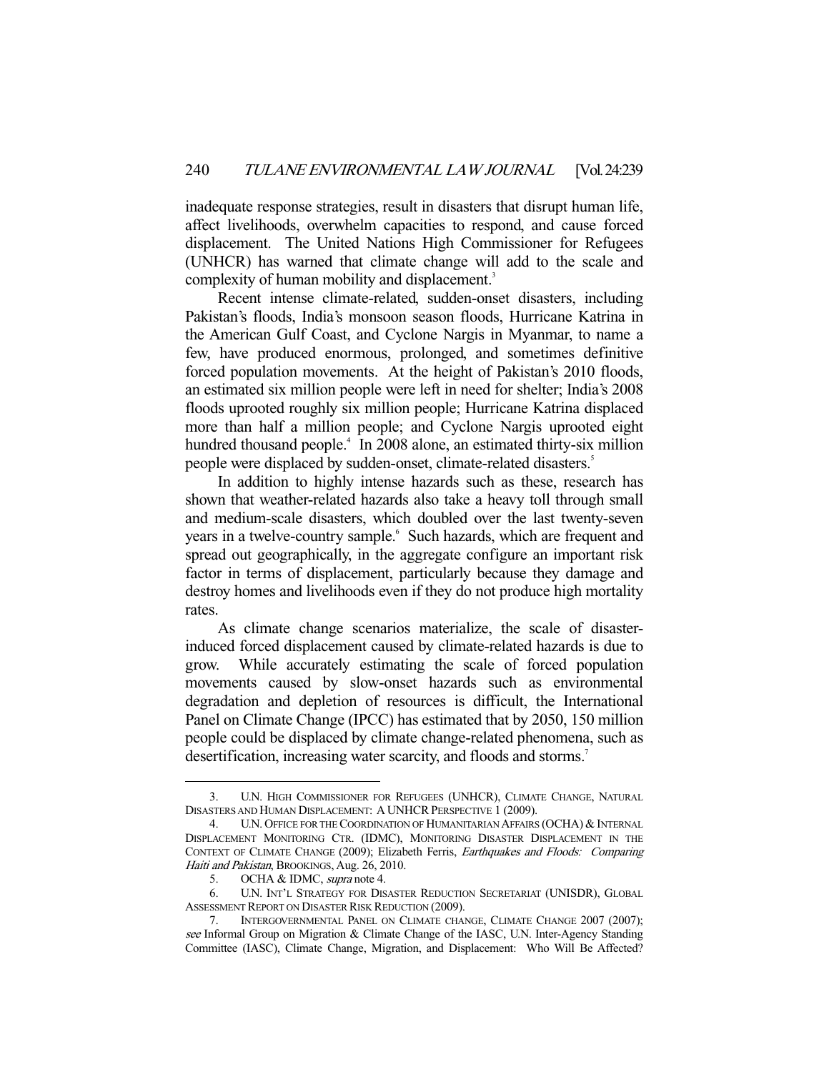inadequate response strategies, result in disasters that disrupt human life, affect livelihoods, overwhelm capacities to respond, and cause forced displacement. The United Nations High Commissioner for Refugees (UNHCR) has warned that climate change will add to the scale and complexity of human mobility and displacement.[3]

Recent intense climate-related, sudden-onset disasters, including Pakistan's floods, India's monsoon season floods, Hurricane Katrina in the American Gulf Coast, and Cyclone Nargis in Myanmar, to name a few, have produced enormous, prolonged, and sometimes definitive forced population movements. At the height of Pakistan's 2010 floods, an estimated six million people were left in need for shelter; India's 2008 floods uprooted roughly six million people; Hurricane Katrina displaced more than half a million people; and Cyclone Nargis uprooted eight hundred thousand people.[4] In 2008 alone, an estimated thirty-six million people were displaced by sudden-onset, climate-related disasters.[5]

In addition to highly intense hazards such as these, research has shown that weather-related hazards also take a heavy toll through small and medium-scale disasters, which doubled over the last twenty-seven years in a twelve-country sample.[6] Such hazards, which are frequent and spread out geographically, in the aggregate configure an important risk factor in terms of displacement, particularly because they damage and destroy homes and livelihoods even if they do not produce high mortality rates.

As climate change scenarios materialize, the scale of disaster-induced forced displacement caused by climate-related hazards is due to grow. While accurately estimating the scale of forced population movements caused by slow-onset hazards such as environmental degradation and depletion of resources is difficult, the International Panel on Climate Change (IPCC) has estimated that by 2050, 150 million people could be displaced by climate change-related phenomena, such as desertification, increasing water scarcity, and floods and storms.[7]

---

3. U.N. HIGH COMMISSIONER FOR REFUGEES (UNHCR), CLIMATE CHANGE, NATURAL DISASTERS AND HUMAN DISPLACEMENT: A UNHCR PERSPECTIVE 1 (2009).

4. U.N. OFFICE FOR THE COORDINATION OF HUMANITARIAN AFFAIRS (OCHA) & INTERNAL DISPLACEMENT MONITORING CTR. (IDMC), MONITORING DISASTER DISPLACEMENT IN THE CONTEXT OF CLIMATE CHANGE (2009); Elizabeth Ferris, *Earthquakes and Floods: Comparing Haiti and Pakistan*, BROOKINGS, Aug. 26, 2010.

5. OCHA & IDMC, *supra* note 4.

6. U.N. INT'L STRATEGY FOR DISASTER REDUCTION SECRETARIAT (UNISDR), GLOBAL ASSESSMENT REPORT ON DISASTER RISK REDUCTION (2009).

7. INTERGOVERNMENTAL PANEL ON CLIMATE CHANGE, CLIMATE CHANGE 2007 (2007); *see* Informal Group on Migration & Climate Change of the IASC, U.N. Inter-Agency Standing Committee (IASC), Climate Change, Migration, and Displacement: Who Will Be Affected?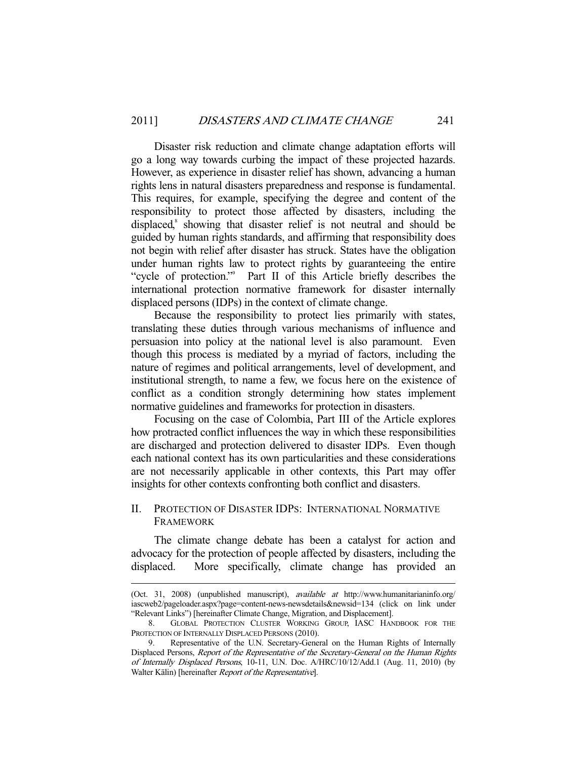Disaster risk reduction and climate change adaptation efforts will go a long way towards curbing the impact of these projected hazards. However, as experience in disaster relief has shown, advancing a human rights lens in natural disasters preparedness and response is fundamental. This requires, for example, specifying the degree and content of the responsibility to protect those affected by disasters, including the displaced,[8] showing that disaster relief is not neutral and should be guided by human rights standards, and affirming that responsibility does not begin with relief after disaster has struck. States have the obligation under human rights law to protect rights by guaranteeing the entire "cycle of protection."[9] Part II of this Article briefly describes the international protection normative framework for disaster internally displaced persons (IDPs) in the context of climate change.

Because the responsibility to protect lies primarily with states, translating these duties through various mechanisms of influence and persuasion into policy at the national level is also paramount. Even though this process is mediated by a myriad of factors, including the nature of regimes and political arrangements, level of development, and institutional strength, to name a few, we focus here on the existence of conflict as a condition strongly determining how states implement normative guidelines and frameworks for protection in disasters.

Focusing on the case of Colombia, Part III of the Article explores how protracted conflict influences the way in which these responsibilities are discharged and protection delivered to disaster IDPs. Even though each national context has its own particularities and these considerations are not necessarily applicable in other contexts, this Part may offer insights for other contexts confronting both conflict and disasters.

## II. PROTECTION OF DISASTER IDPS: INTERNATIONAL NORMATIVE FRAMEWORK

The climate change debate has been a catalyst for action and advocacy for the protection of people affected by disasters, including the displaced. More specifically, climate change has provided an

---

(Oct. 31, 2008) (unpublished manuscript), *available at* http://www.humanitarianinfo.org/iascweb2/pageloader.aspx?page=content-news-newsdetails&newsid=134 (click on link under "Relevant Links") [hereinafter Climate Change, Migration, and Displacement].

8. GLOBAL PROTECTION CLUSTER WORKING GROUP, IASC HANDBOOK FOR THE PROTECTION OF INTERNALLY DISPLACED PERSONS (2010).

9. Representative of the U.N. Secretary-General on the Human Rights of Internally Displaced Persons, *Report of the Representative of the Secretary-General on the Human Rights of Internally Displaced Persons*, 10-11, U.N. Doc. A/HRC/10/12/Add.1 (Aug. 11, 2010) (by Walter Kälin) [hereinafter *Report of the Representative*].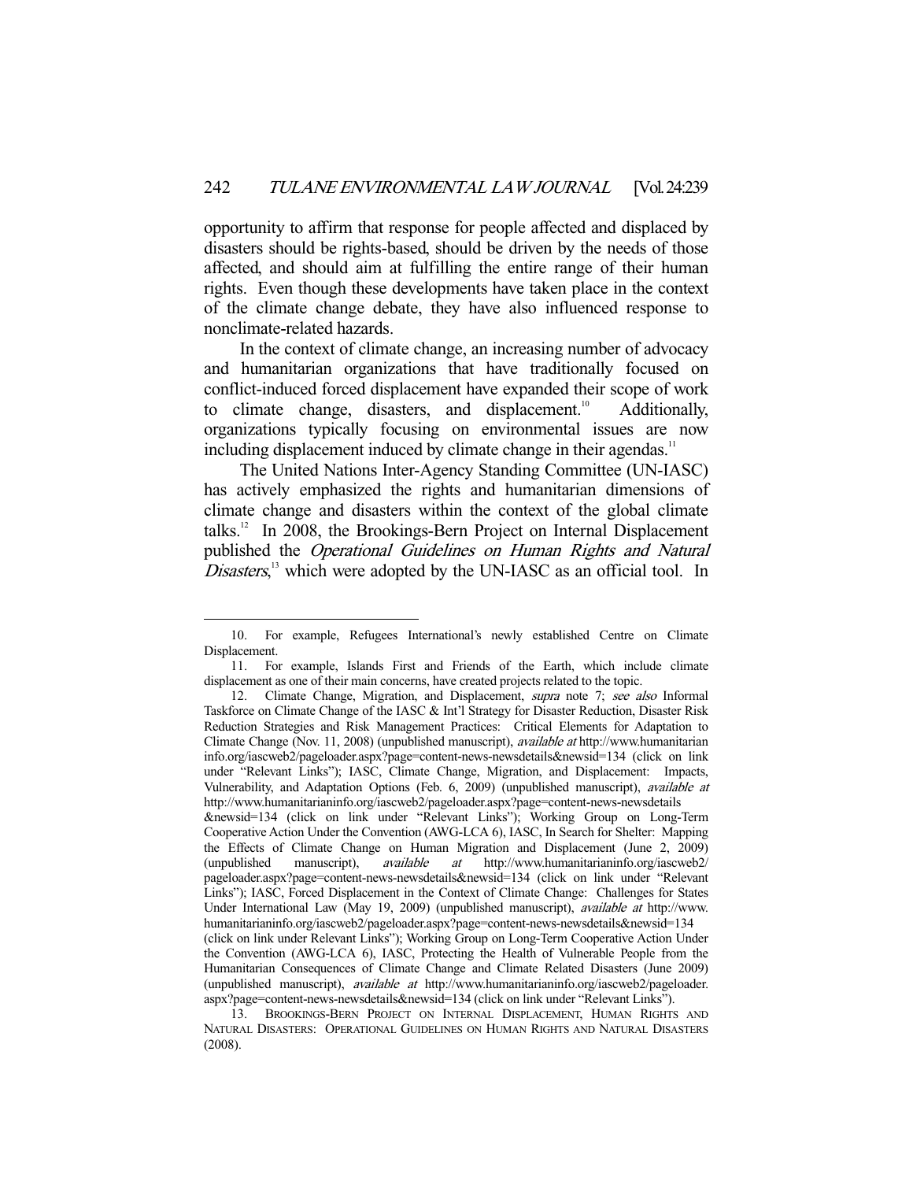opportunity to affirm that response for people affected and displaced by disasters should be rights-based, should be driven by the needs of those affected, and should aim at fulfilling the entire range of their human rights. Even though these developments have taken place in the context of the climate change debate, they have also influenced response to nonclimate-related hazards.

In the context of climate change, an increasing number of advocacy and humanitarian organizations that have traditionally focused on conflict-induced forced displacement have expanded their scope of work to climate change, disasters, and displacement.[10] Additionally, organizations typically focusing on environmental issues are now including displacement induced by climate change in their agendas.[11]

The United Nations Inter-Agency Standing Committee (UN-IASC) has actively emphasized the rights and humanitarian dimensions of climate change and disasters within the context of the global climate talks.[12] In 2008, the Brookings-Bern Project on Internal Displacement published the *Operational Guidelines on Human Rights and Natural Disasters*,[13] which were adopted by the UN-IASC as an official tool. In

---

10. For example, Refugees International's newly established Centre on Climate Displacement.

11. For example, Islands First and Friends of the Earth, which include climate displacement as one of their main concerns, have created projects related to the topic.

12. Climate Change, Migration, and Displacement, *supra* note 7; *see also* Informal Taskforce on Climate Change of the IASC & Int'l Strategy for Disaster Reduction, Disaster Risk Reduction Strategies and Risk Management Practices: Critical Elements for Adaptation to Climate Change (Nov. 11, 2008) (unpublished manuscript), *available at* http://www.humanitarianinfo.org/iascweb2/pageloader.aspx?page=content-news-newsdetails&newsid=134 (click on link under "Relevant Links"); IASC, Climate Change, Migration, and Displacement: Impacts, Vulnerability, and Adaptation Options (Feb. 6, 2009) (unpublished manuscript), *available at* http://www.humanitarianinfo.org/iascweb2/pageloader.aspx?page=content-news-newsdetails&newsid=134 (click on link under "Relevant Links"); Working Group on Long-Term Cooperative Action Under the Convention (AWG-LCA 6), IASC, In Search for Shelter: Mapping the Effects of Climate Change on Human Migration and Displacement (June 2, 2009) (unpublished manuscript), *available at* http://www.humanitarianinfo.org/iascweb2/pageloader.aspx?page=content-news-newsdetails&newsid=134 (click on link under "Relevant Links"); IASC, Forced Displacement in the Context of Climate Change: Challenges for States Under International Law (May 19, 2009) (unpublished manuscript), *available at* http://www.humanitarianinfo.org/iascweb2/pageloader.aspx?page=content-news-newsdetails&newsid=134 (click on link under Relevant Links"); Working Group on Long-Term Cooperative Action Under the Convention (AWG-LCA 6), IASC, Protecting the Health of Vulnerable People from the Humanitarian Consequences of Climate Change and Climate Related Disasters (June 2009) (unpublished manuscript), *available at* http://www.humanitarianinfo.org/iascweb2/pageloader.aspx?page=content-news-newsdetails&newsid=134 (click on link under "Relevant Links").

13. BROOKINGS-BERN PROJECT ON INTERNAL DISPLACEMENT, HUMAN RIGHTS AND NATURAL DISASTERS: OPERATIONAL GUIDELINES ON HUMAN RIGHTS AND NATURAL DISASTERS (2008).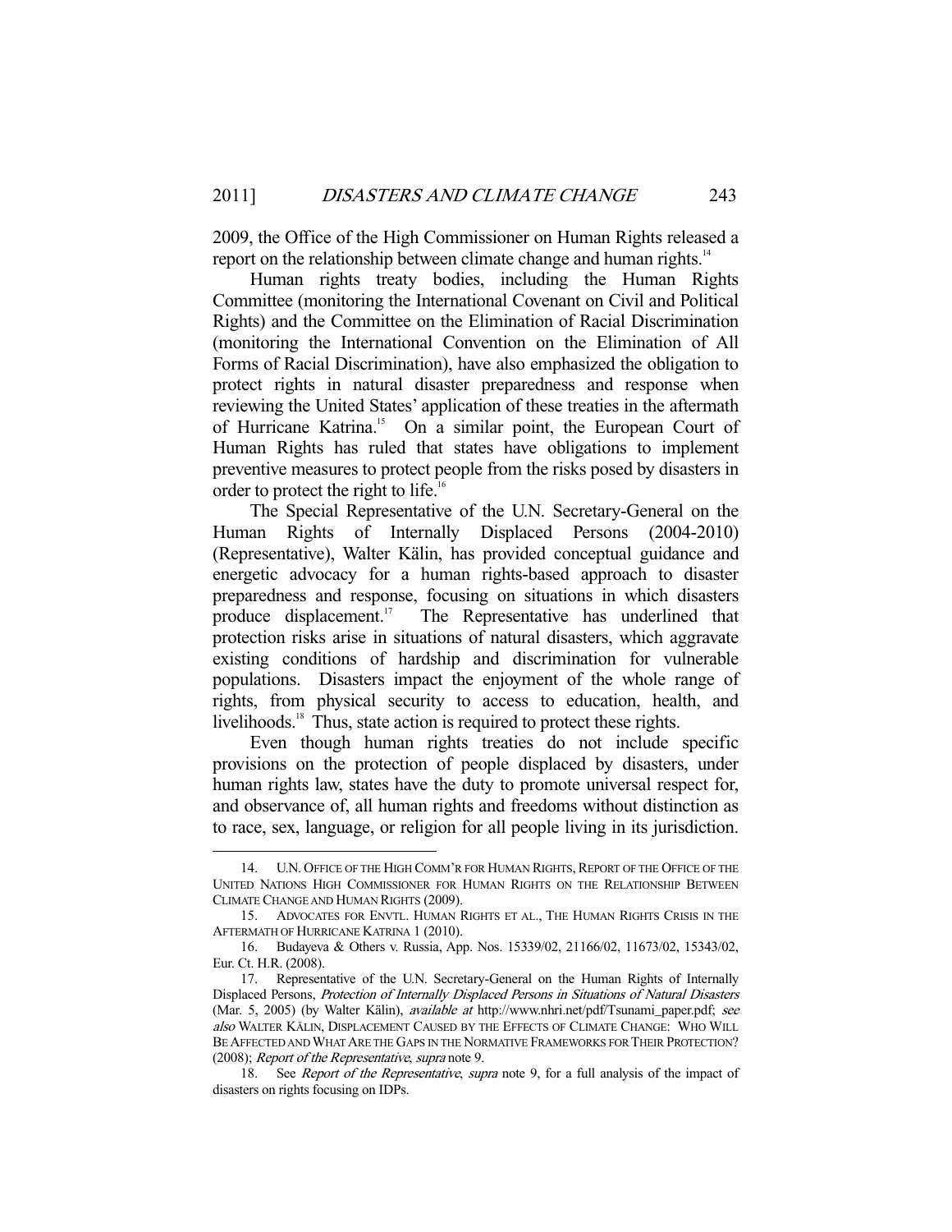2009, the Office of the High Commissioner on Human Rights released a report on the relationship between climate change and human rights.[14]

Human rights treaty bodies, including the Human Rights Committee (monitoring the International Covenant on Civil and Political Rights) and the Committee on the Elimination of Racial Discrimination (monitoring the International Convention on the Elimination of All Forms of Racial Discrimination), have also emphasized the obligation to protect rights in natural disaster preparedness and response when reviewing the United States' application of these treaties in the aftermath of Hurricane Katrina.[15] On a similar point, the European Court of Human Rights has ruled that states have obligations to implement preventive measures to protect people from the risks posed by disasters in order to protect the right to life.[16]

The Special Representative of the U.N. Secretary-General on the Human Rights of Internally Displaced Persons (2004-2010) (Representative), Walter Kälin, has provided conceptual guidance and energetic advocacy for a human rights-based approach to disaster preparedness and response, focusing on situations in which disasters produce displacement.[17] The Representative has underlined that protection risks arise in situations of natural disasters, which aggravate existing conditions of hardship and discrimination for vulnerable populations. Disasters impact the enjoyment of the whole range of rights, from physical security to access to education, health, and livelihoods.[18] Thus, state action is required to protect these rights.

Even though human rights treaties do not include specific provisions on the protection of people displaced by disasters, under human rights law, states have the duty to promote universal respect for, and observance of, all human rights and freedoms without distinction as to race, sex, language, or religion for all people living in its jurisdiction.

---

14. U.N. OFFICE OF THE HIGH COMM'R FOR HUMAN RIGHTS, REPORT OF THE OFFICE OF THE UNITED NATIONS HIGH COMMISSIONER FOR HUMAN RIGHTS ON THE RELATIONSHIP BETWEEN CLIMATE CHANGE AND HUMAN RIGHTS (2009).

15. ADVOCATES FOR ENVTL. HUMAN RIGHTS ET AL., THE HUMAN RIGHTS CRISIS IN THE AFTERMATH OF HURRICANE KATRINA 1 (2010).

16. Budayeva & Others v. Russia, App. Nos. 15339/02, 21166/02, 11673/02, 15343/02, Eur. Ct. H.R. (2008).

17. Representative of the U.N. Secretary-General on the Human Rights of Internally Displaced Persons, *Protection of Internally Displaced Persons in Situations of Natural Disasters* (Mar. 5, 2005) (by Walter Kälin), *available at* http://www.nhri.net/pdf/Tsunami_paper.pdf; *see also* WALTER KÄLIN, DISPLACEMENT CAUSED BY THE EFFECTS OF CLIMATE CHANGE: WHO WILL BE AFFECTED AND WHAT ARE THE GAPS IN THE NORMATIVE FRAMEWORKS FOR THEIR PROTECTION? (2008); *Report of the Representative*, *supra* note 9.

18. See *Report of the Representative*, *supra* note 9, for a full analysis of the impact of disasters on rights focusing on IDPs.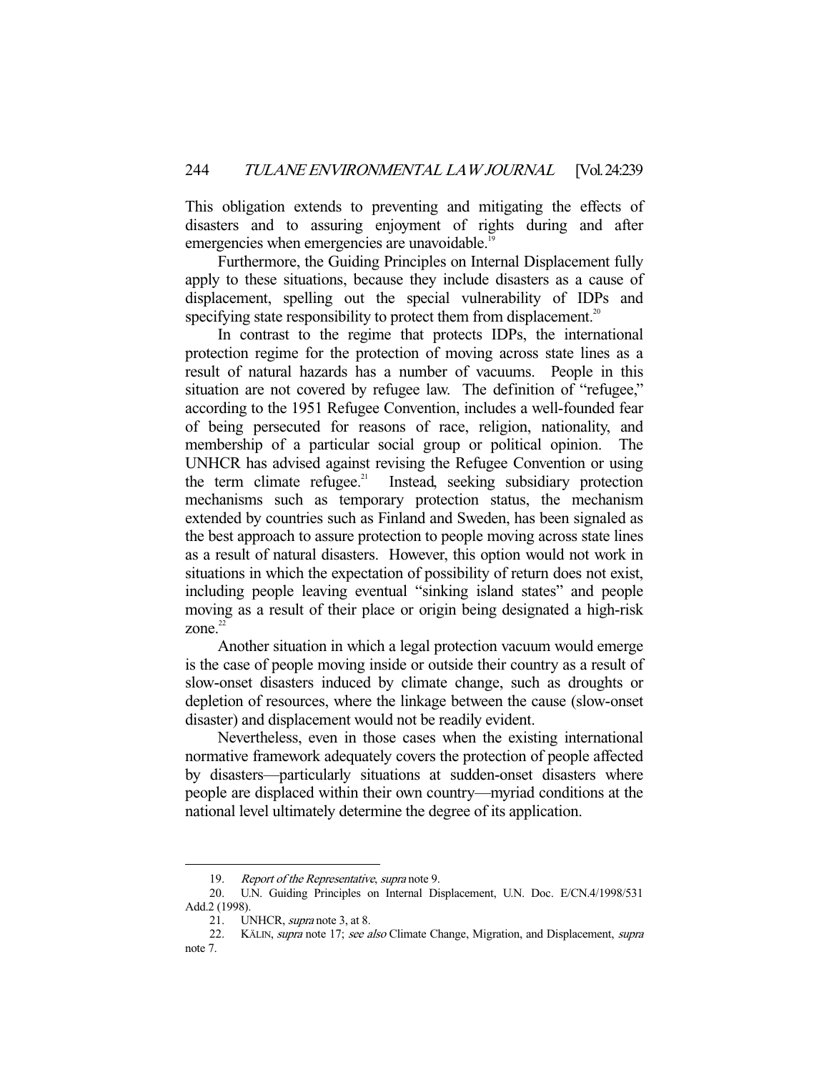This obligation extends to preventing and mitigating the effects of disasters and to assuring enjoyment of rights during and after emergencies when emergencies are unavoidable.[19]

Furthermore, the Guiding Principles on Internal Displacement fully apply to these situations, because they include disasters as a cause of displacement, spelling out the special vulnerability of IDPs and specifying state responsibility to protect them from displacement.[20]

In contrast to the regime that protects IDPs, the international protection regime for the protection of moving across state lines as a result of natural hazards has a number of vacuums. People in this situation are not covered by refugee law. The definition of "refugee," according to the 1951 Refugee Convention, includes a well-founded fear of being persecuted for reasons of race, religion, nationality, and membership of a particular social group or political opinion. The UNHCR has advised against revising the Refugee Convention or using the term climate refugee.[21] Instead, seeking subsidiary protection mechanisms such as temporary protection status, the mechanism extended by countries such as Finland and Sweden, has been signaled as the best approach to assure protection to people moving across state lines as a result of natural disasters. However, this option would not work in situations in which the expectation of possibility of return does not exist, including people leaving eventual "sinking island states" and people moving as a result of their place or origin being designated a high-risk zone.[22]

Another situation in which a legal protection vacuum would emerge is the case of people moving inside or outside their country as a result of slow-onset disasters induced by climate change, such as droughts or depletion of resources, where the linkage between the cause (slow-onset disaster) and displacement would not be readily evident.

Nevertheless, even in those cases when the existing international normative framework adequately covers the protection of people affected by disasters—particularly situations at sudden-onset disasters where people are displaced within their own country—myriad conditions at the national level ultimately determine the degree of its application.

---

19. *Report of the Representative*, *supra* note 9.

20. U.N. Guiding Principles on Internal Displacement, U.N. Doc. E/CN.4/1998/531 Add.2 (1998).

21. UNHCR, *supra* note 3, at 8.

22. KÄLIN, *supra* note 17; *see also* Climate Change, Migration, and Displacement, *supra* note 7.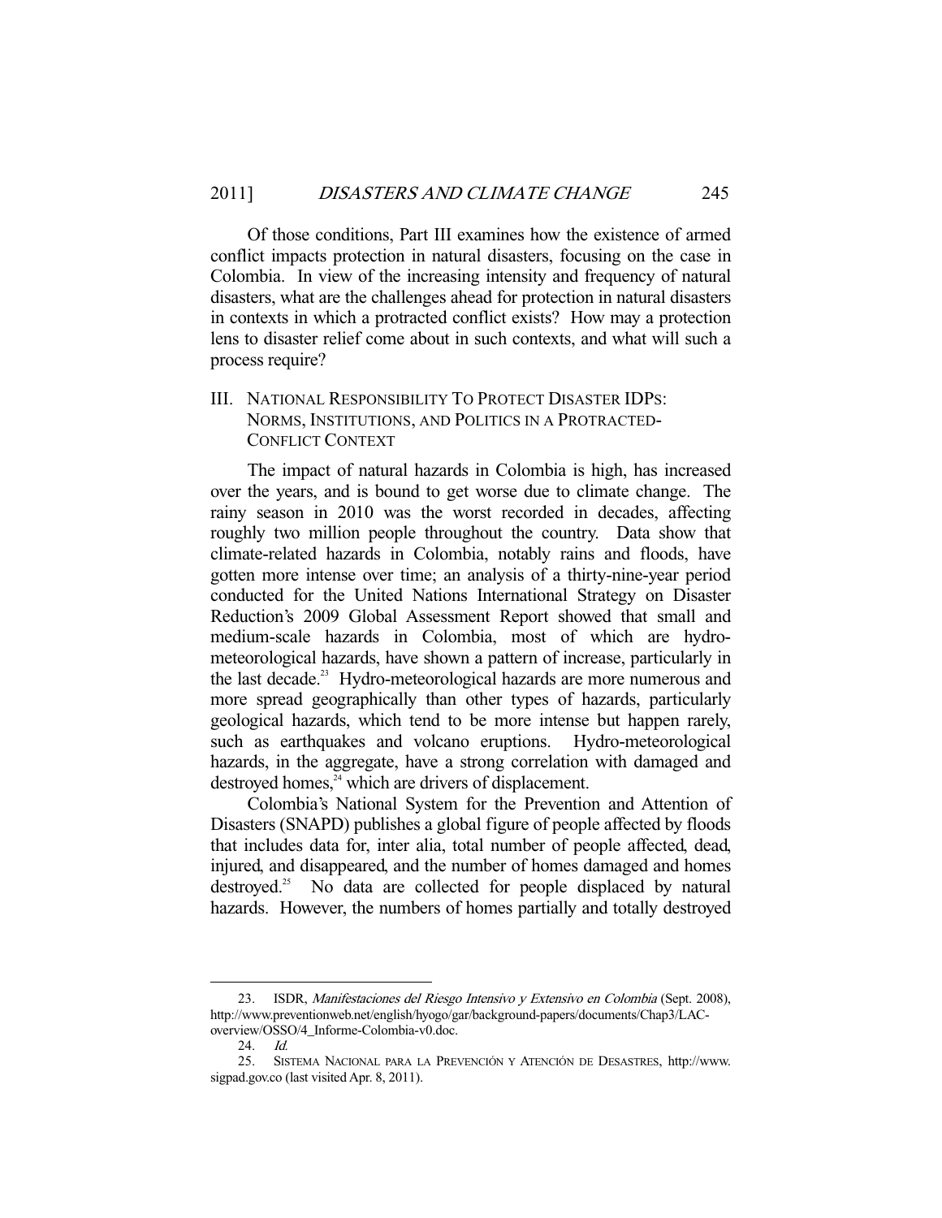Of those conditions, Part III examines how the existence of armed conflict impacts protection in natural disasters, focusing on the case in Colombia. In view of the increasing intensity and frequency of natural disasters, what are the challenges ahead for protection in natural disasters in contexts in which a protracted conflict exists? How may a protection lens to disaster relief come about in such contexts, and what will such a process require?

## III. NATIONAL RESPONSIBILITY TO PROTECT DISASTER IDPS: NORMS, INSTITUTIONS, AND POLITICS IN A PROTRACTED-CONFLICT CONTEXT

The impact of natural hazards in Colombia is high, has increased over the years, and is bound to get worse due to climate change. The rainy season in 2010 was the worst recorded in decades, affecting roughly two million people throughout the country. Data show that climate-related hazards in Colombia, notably rains and floods, have gotten more intense over time; an analysis of a thirty-nine-year period conducted for the United Nations International Strategy on Disaster Reduction's 2009 Global Assessment Report showed that small and medium-scale hazards in Colombia, most of which are hydro-meteorological hazards, have shown a pattern of increase, particularly in the last decade.[23] Hydro-meteorological hazards are more numerous and more spread geographically than other types of hazards, particularly geological hazards, which tend to be more intense but happen rarely, such as earthquakes and volcano eruptions. Hydro-meteorological hazards, in the aggregate, have a strong correlation with damaged and destroyed homes,[24] which are drivers of displacement.

Colombia's National System for the Prevention and Attention of Disasters (SNAPD) publishes a global figure of people affected by floods that includes data for, inter alia, total number of people affected, dead, injured, and disappeared, and the number of homes damaged and homes destroyed.[25] No data are collected for people displaced by natural hazards. However, the numbers of homes partially and totally destroyed

---

23. ISDR, *Manifestaciones del Riesgo Intensivo y Extensivo en Colombia* (Sept. 2008), http://www.preventionweb.net/english/hyogo/gar/background-papers/documents/Chap3/LAC-overview/OSSO/4_Informe-Colombia-v0.doc.

24. *Id.*

25. SISTEMA NACIONAL PARA LA PREVENCIÓN Y ATENCIÓN DE DESASTRES, http://www.sigpad.gov.co (last visited Apr. 8, 2011).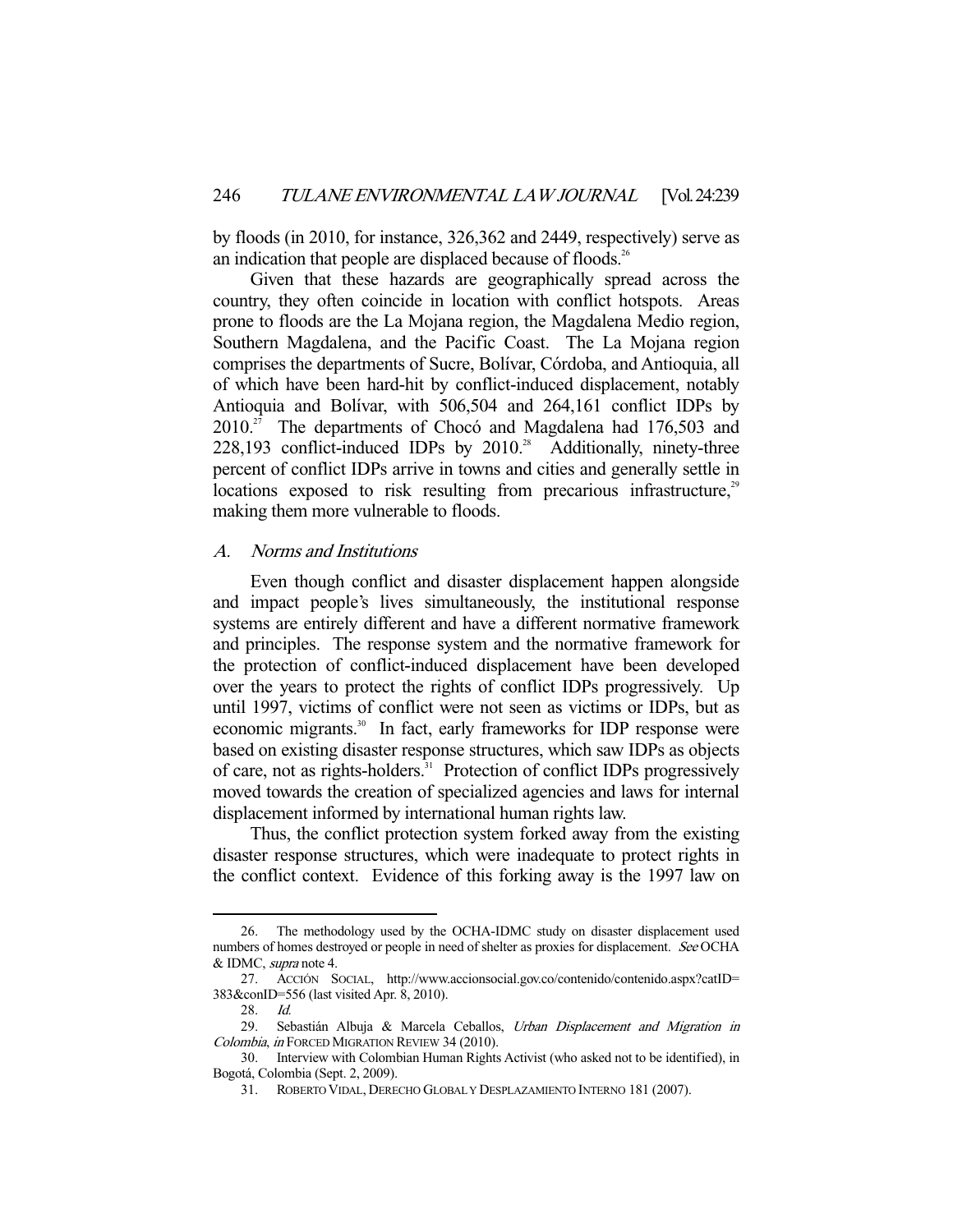by floods (in 2010, for instance, 326,362 and 2449, respectively) serve as an indication that people are displaced because of floods.[26]

Given that these hazards are geographically spread across the country, they often coincide in location with conflict hotspots. Areas prone to floods are the La Mojana region, the Magdalena Medio region, Southern Magdalena, and the Pacific Coast. The La Mojana region comprises the departments of Sucre, Bolívar, Córdoba, and Antioquia, all of which have been hard-hit by conflict-induced displacement, notably Antioquia and Bolívar, with 506,504 and 264,161 conflict IDPs by 2010.[27] The departments of Chocó and Magdalena had 176,503 and 228,193 conflict-induced IDPs by 2010.[28] Additionally, ninety-three percent of conflict IDPs arrive in towns and cities and generally settle in locations exposed to risk resulting from precarious infrastructure,[29] making them more vulnerable to floods.

### *A. Norms and Institutions*

Even though conflict and disaster displacement happen alongside and impact people's lives simultaneously, the institutional response systems are entirely different and have a different normative framework and principles. The response system and the normative framework for the protection of conflict-induced displacement have been developed over the years to protect the rights of conflict IDPs progressively. Up until 1997, victims of conflict were not seen as victims or IDPs, but as economic migrants.[30] In fact, early frameworks for IDP response were based on existing disaster response structures, which saw IDPs as objects of care, not as rights-holders.[31] Protection of conflict IDPs progressively moved towards the creation of specialized agencies and laws for internal displacement informed by international human rights law.

Thus, the conflict protection system forked away from the existing disaster response structures, which were inadequate to protect rights in the conflict context. Evidence of this forking away is the 1997 law on

---

26. The methodology used by the OCHA-IDMC study on disaster displacement used numbers of homes destroyed or people in need of shelter as proxies for displacement. *See* OCHA & IDMC, *supra* note 4.

27. ACCIÓN SOCIAL, http://www.accionsocial.gov.co/contenido/contenido.aspx?catID=383&conID=556 (last visited Apr. 8, 2010).

28. *Id.*

29. Sebastián Albuja & Marcela Ceballos, *Urban Displacement and Migration in Colombia*, *in* FORCED MIGRATION REVIEW 34 (2010).

30. Interview with Colombian Human Rights Activist (who asked not to be identified), in Bogotá, Colombia (Sept. 2, 2009).

31. ROBERTO VIDAL, DERECHO GLOBAL Y DESPLAZAMIENTO INTERNO 181 (2007).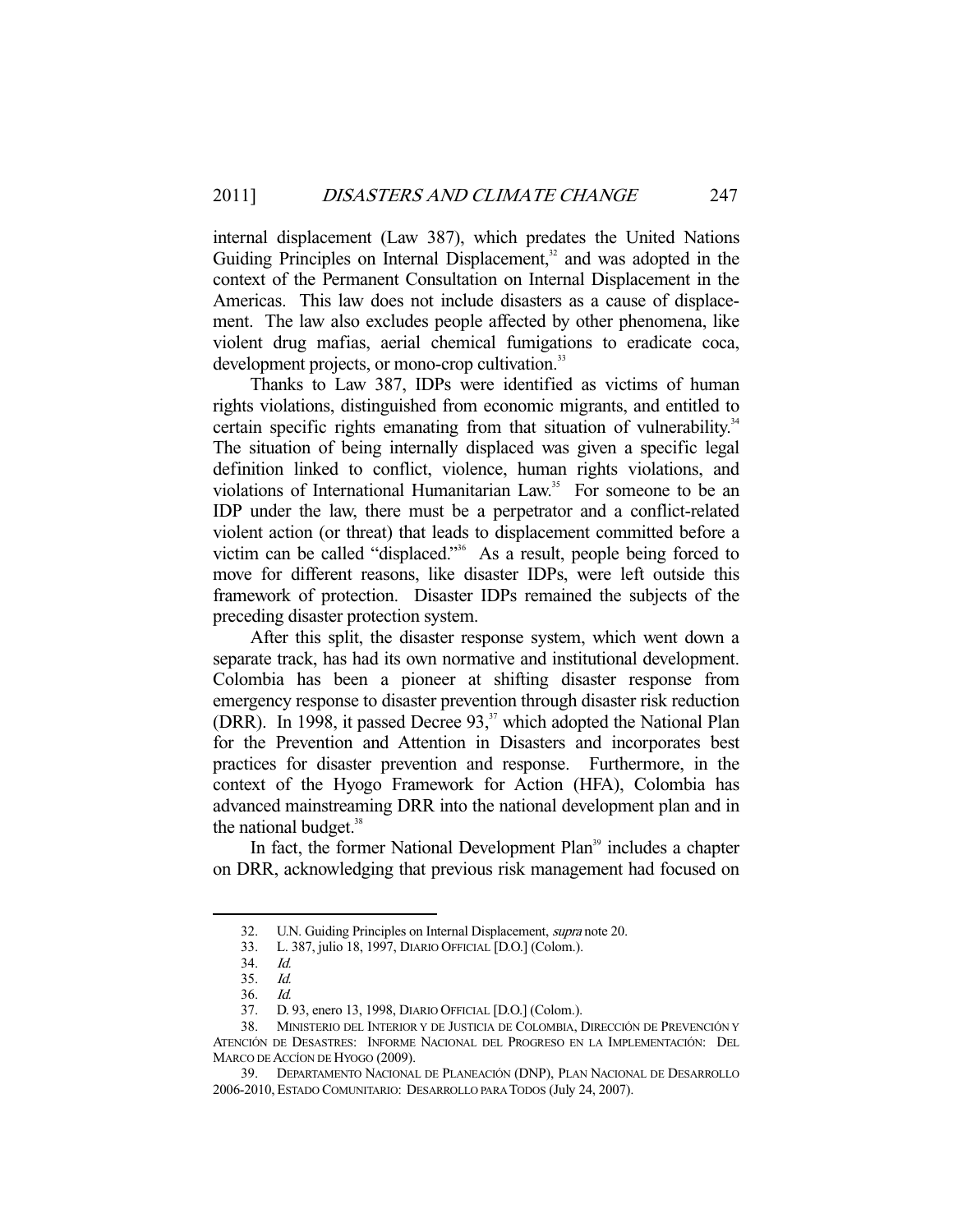internal displacement (Law 387), which predates the United Nations Guiding Principles on Internal Displacement,[32] and was adopted in the context of the Permanent Consultation on Internal Displacement in the Americas. This law does not include disasters as a cause of displacement. The law also excludes people affected by other phenomena, like violent drug mafias, aerial chemical fumigations to eradicate coca, development projects, or mono-crop cultivation.[33]

Thanks to Law 387, IDPs were identified as victims of human rights violations, distinguished from economic migrants, and entitled to certain specific rights emanating from that situation of vulnerability.[34] The situation of being internally displaced was given a specific legal definition linked to conflict, violence, human rights violations, and violations of International Humanitarian Law.[35] For someone to be an IDP under the law, there must be a perpetrator and a conflict-related violent action (or threat) that leads to displacement committed before a victim can be called "displaced."[36] As a result, people being forced to move for different reasons, like disaster IDPs, were left outside this framework of protection. Disaster IDPs remained the subjects of the preceding disaster protection system.

After this split, the disaster response system, which went down a separate track, has had its own normative and institutional development. Colombia has been a pioneer at shifting disaster response from emergency response to disaster prevention through disaster risk reduction (DRR). In 1998, it passed Decree 93,[37] which adopted the National Plan for the Prevention and Attention in Disasters and incorporates best practices for disaster prevention and response. Furthermore, in the context of the Hyogo Framework for Action (HFA), Colombia has advanced mainstreaming DRR into the national development plan and in the national budget.[38]

In fact, the former National Development Plan[39] includes a chapter on DRR, acknowledging that previous risk management had focused on

---

32. U.N. Guiding Principles on Internal Displacement, *supra* note 20.

33. L. 387, julio 18, 1997, DIARIO OFFICIAL [D.O.] (Colom.).

34. *Id.*

35. *Id.*

36. *Id.*

37. D. 93, enero 13, 1998, DIARIO OFFICIAL [D.O.] (Colom.).

38. MINISTERIO DEL INTERIOR Y DE JUSTICIA DE COLOMBIA, DIRECCIÓN DE PREVENCIÓN Y ATENCIÓN DE DESASTRES: INFORME NACIONAL DEL PROGRESO EN LA IMPLEMENTACIÓN: DEL MARCO DE ACCÍON DE HYOGO (2009).

39. DEPARTAMENTO NACIONAL DE PLANEACIÓN (DNP), PLAN NACIONAL DE DESARROLLO 2006-2010, ESTADO COMUNITARIO: DESARROLLO PARA TODOS (July 24, 2007).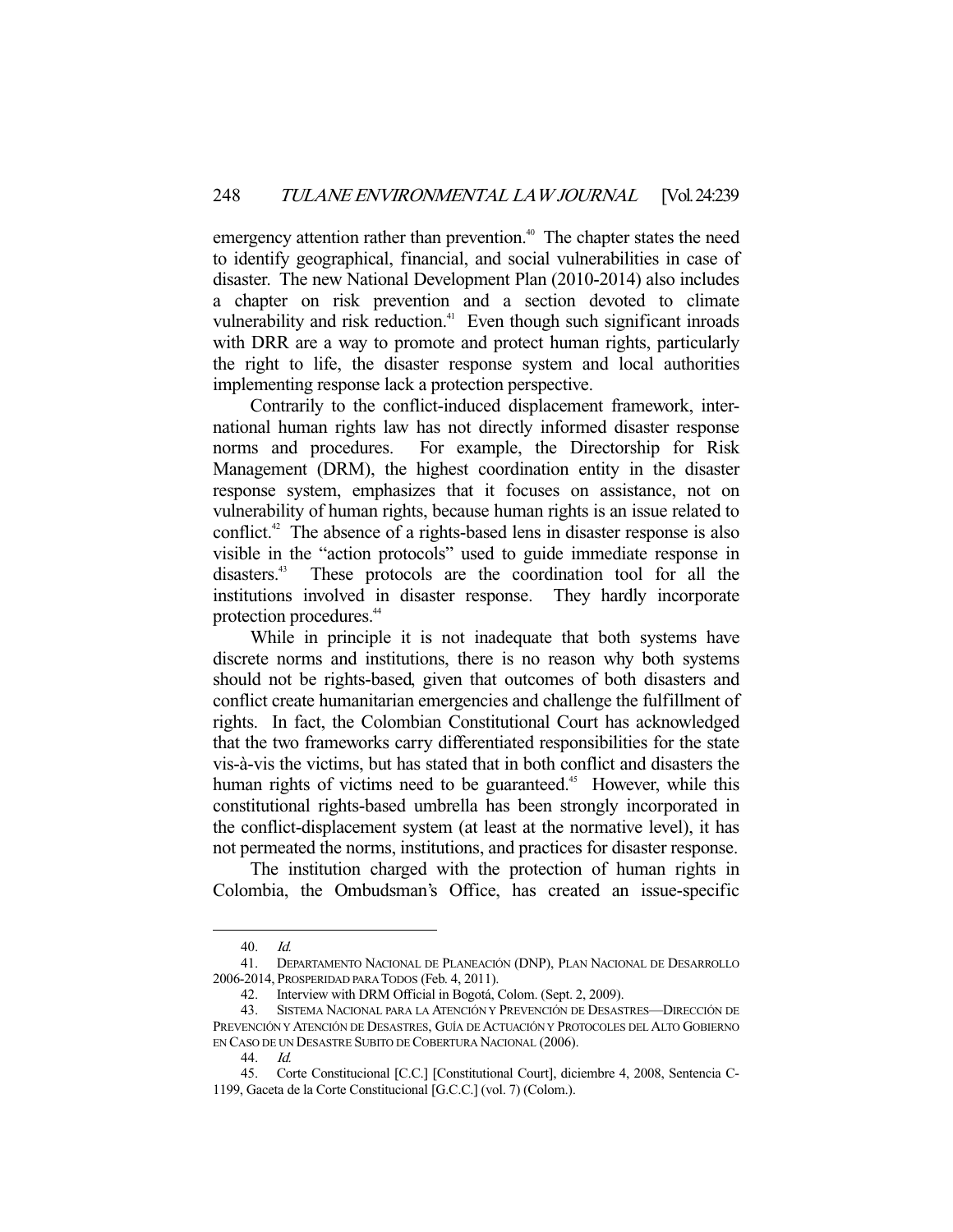emergency attention rather than prevention.[40] The chapter states the need to identify geographical, financial, and social vulnerabilities in case of disaster. The new National Development Plan (2010-2014) also includes a chapter on risk prevention and a section devoted to climate vulnerability and risk reduction.[41] Even though such significant inroads with DRR are a way to promote and protect human rights, particularly the right to life, the disaster response system and local authorities implementing response lack a protection perspective.

Contrarily to the conflict-induced displacement framework, international human rights law has not directly informed disaster response norms and procedures. For example, the Directorship for Risk Management (DRM), the highest coordination entity in the disaster response system, emphasizes that it focuses on assistance, not on vulnerability of human rights, because human rights is an issue related to conflict.[42] The absence of a rights-based lens in disaster response is also visible in the "action protocols" used to guide immediate response in disasters.[43] These protocols are the coordination tool for all the institutions involved in disaster response. They hardly incorporate protection procedures.[44]

While in principle it is not inadequate that both systems have discrete norms and institutions, there is no reason why both systems should not be rights-based, given that outcomes of both disasters and conflict create humanitarian emergencies and challenge the fulfillment of rights. In fact, the Colombian Constitutional Court has acknowledged that the two frameworks carry differentiated responsibilities for the state vis-à-vis the victims, but has stated that in both conflict and disasters the human rights of victims need to be guaranteed.[45] However, while this constitutional rights-based umbrella has been strongly incorporated in the conflict-displacement system (at least at the normative level), it has not permeated the norms, institutions, and practices for disaster response.

The institution charged with the protection of human rights in Colombia, the Ombudsman's Office, has created an issue-specific

---

40. *Id.*

41. DEPARTAMENTO NACIONAL DE PLANEACIÓN (DNP), PLAN NACIONAL DE DESARROLLO 2006-2014, PROSPERIDAD PARA TODOS (Feb. 4, 2011).

42. Interview with DRM Official in Bogotá, Colom. (Sept. 2, 2009).

43. SISTEMA NACIONAL PARA LA ATENCIÓN Y PREVENCIÓN DE DESASTRES—DIRECCIÓN DE PREVENCIÓN Y ATENCIÓN DE DESASTRES, GUÍA DE ACTUACIÓN Y PROTOCOLES DEL ALTO GOBIERNO EN CASO DE UN DESASTRE SUBITO DE COBERTURA NACIONAL (2006).

44. *Id.*

45. Corte Constitucional [C.C.] [Constitutional Court], diciembre 4, 2008, Sentencia C-1199, Gaceta de la Corte Constitucional [G.C.C.] (vol. 7) (Colom.).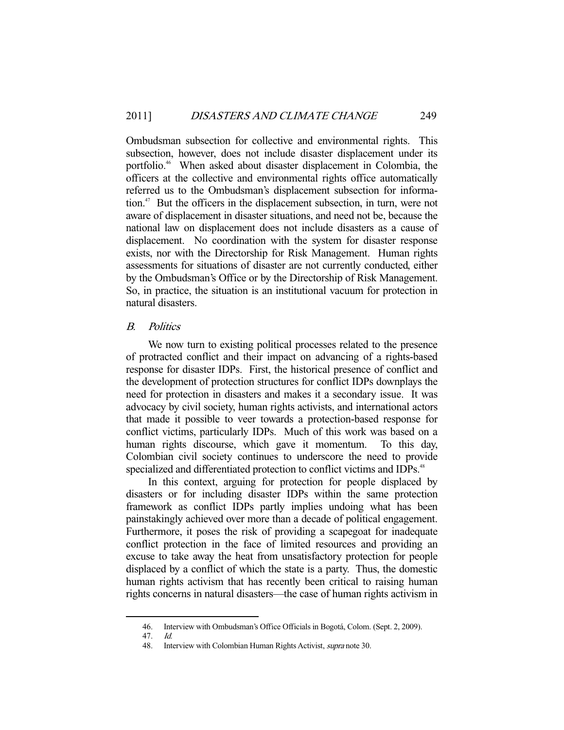Ombudsman subsection for collective and environmental rights. This subsection, however, does not include disaster displacement under its portfolio.[46] When asked about disaster displacement in Colombia, the officers at the collective and environmental rights office automatically referred us to the Ombudsman's displacement subsection for information.[47] But the officers in the displacement subsection, in turn, were not aware of displacement in disaster situations, and need not be, because the national law on displacement does not include disasters as a cause of displacement. No coordination with the system for disaster response exists, nor with the Directorship for Risk Management. Human rights assessments for situations of disaster are not currently conducted, either by the Ombudsman's Office or by the Directorship of Risk Management. So, in practice, the situation is an institutional vacuum for protection in natural disasters.

### *B. Politics*

We now turn to existing political processes related to the presence of protracted conflict and their impact on advancing of a rights-based response for disaster IDPs. First, the historical presence of conflict and the development of protection structures for conflict IDPs downplays the need for protection in disasters and makes it a secondary issue. It was advocacy by civil society, human rights activists, and international actors that made it possible to veer towards a protection-based response for conflict victims, particularly IDPs. Much of this work was based on a human rights discourse, which gave it momentum. To this day, Colombian civil society continues to underscore the need to provide specialized and differentiated protection to conflict victims and IDPs.[48]

In this context, arguing for protection for people displaced by disasters or for including disaster IDPs within the same protection framework as conflict IDPs partly implies undoing what has been painstakingly achieved over more than a decade of political engagement. Furthermore, it poses the risk of providing a scapegoat for inadequate conflict protection in the face of limited resources and providing an excuse to take away the heat from unsatisfactory protection for people displaced by a conflict of which the state is a party. Thus, the domestic human rights activism that has recently been critical to raising human rights concerns in natural disasters—the case of human rights activism in

---

46. Interview with Ombudsman's Office Officials in Bogotá, Colom. (Sept. 2, 2009).

47. *Id.*

48. Interview with Colombian Human Rights Activist, *supra* note 30.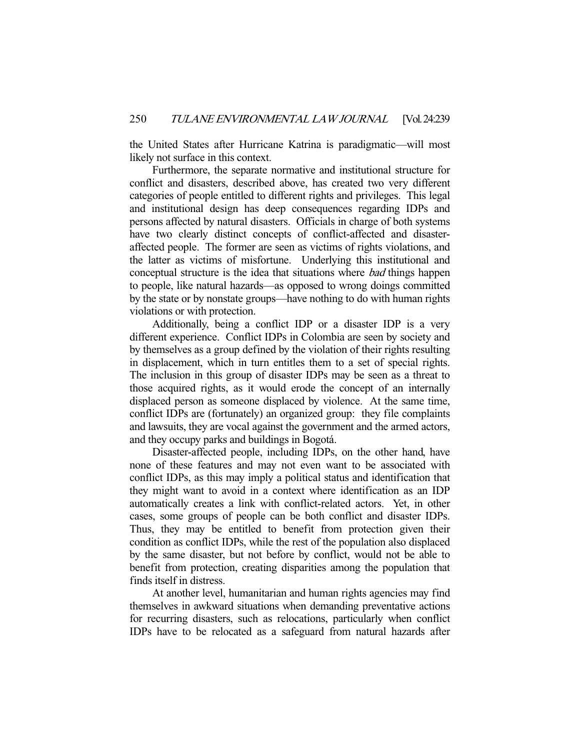the United States after Hurricane Katrina is paradigmatic—will most likely not surface in this context.

Furthermore, the separate normative and institutional structure for conflict and disasters, described above, has created two very different categories of people entitled to different rights and privileges. This legal and institutional design has deep consequences regarding IDPs and persons affected by natural disasters. Officials in charge of both systems have two clearly distinct concepts of conflict-affected and disaster-affected people. The former are seen as victims of rights violations, and the latter as victims of misfortune. Underlying this institutional and conceptual structure is the idea that situations where *bad* things happen to people, like natural hazards—as opposed to wrong doings committed by the state or by nonstate groups—have nothing to do with human rights violations or with protection.

Additionally, being a conflict IDP or a disaster IDP is a very different experience. Conflict IDPs in Colombia are seen by society and by themselves as a group defined by the violation of their rights resulting in displacement, which in turn entitles them to a set of special rights. The inclusion in this group of disaster IDPs may be seen as a threat to those acquired rights, as it would erode the concept of an internally displaced person as someone displaced by violence. At the same time, conflict IDPs are (fortunately) an organized group: they file complaints and lawsuits, they are vocal against the government and the armed actors, and they occupy parks and buildings in Bogotá.

Disaster-affected people, including IDPs, on the other hand, have none of these features and may not even want to be associated with conflict IDPs, as this may imply a political status and identification that they might want to avoid in a context where identification as an IDP automatically creates a link with conflict-related actors. Yet, in other cases, some groups of people can be both conflict and disaster IDPs. Thus, they may be entitled to benefit from protection given their condition as conflict IDPs, while the rest of the population also displaced by the same disaster, but not before by conflict, would not be able to benefit from protection, creating disparities among the population that finds itself in distress.

At another level, humanitarian and human rights agencies may find themselves in awkward situations when demanding preventative actions for recurring disasters, such as relocations, particularly when conflict IDPs have to be relocated as a safeguard from natural hazards after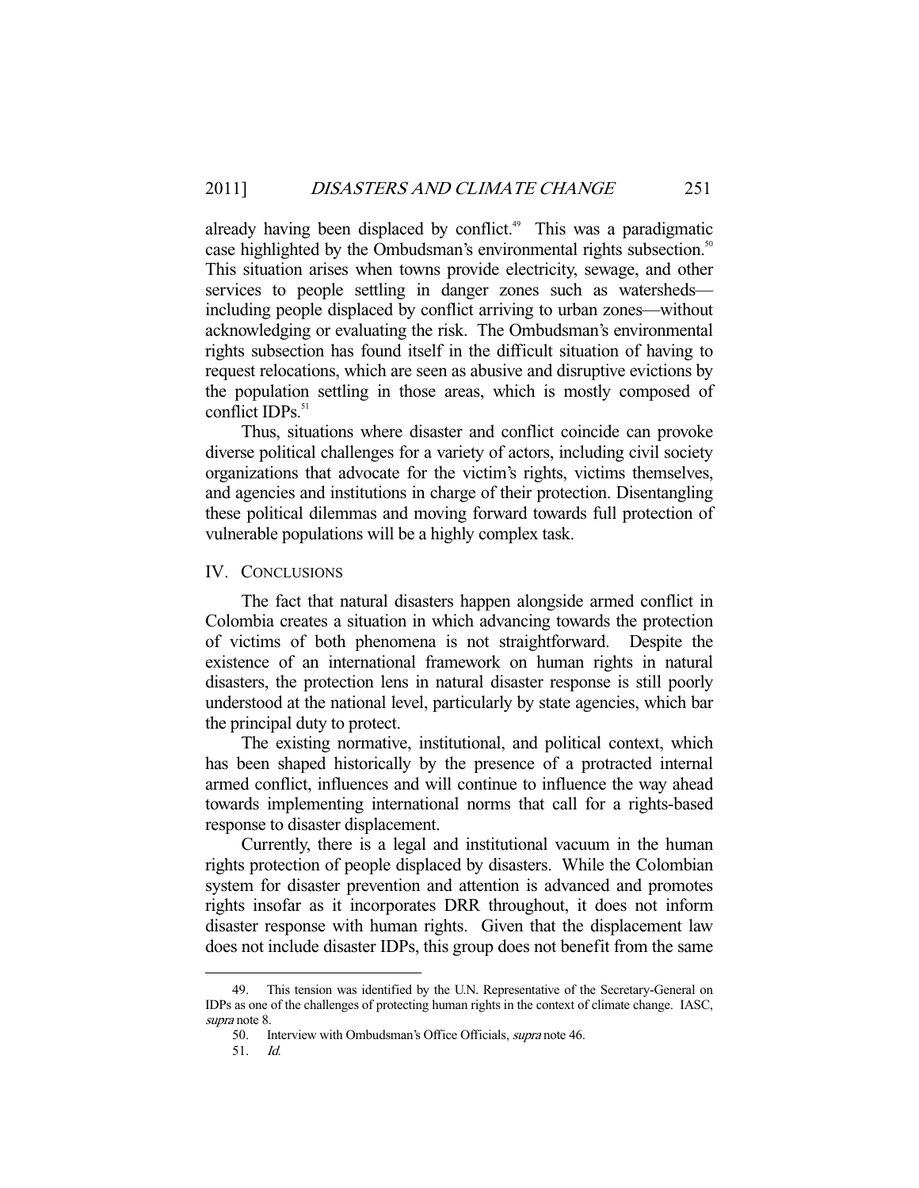already having been displaced by conflict.[49] This was a paradigmatic case highlighted by the Ombudsman's environmental rights subsection.[50] This situation arises when towns provide electricity, sewage, and other services to people settling in danger zones such as watersheds—including people displaced by conflict arriving to urban zones—without acknowledging or evaluating the risk. The Ombudsman's environmental rights subsection has found itself in the difficult situation of having to request relocations, which are seen as abusive and disruptive evictions by the population settling in those areas, which is mostly composed of conflict IDPs.[51]

Thus, situations where disaster and conflict coincide can provoke diverse political challenges for a variety of actors, including civil society organizations that advocate for the victim's rights, victims themselves, and agencies and institutions in charge of their protection. Disentangling these political dilemmas and moving forward towards full protection of vulnerable populations will be a highly complex task.

## IV. CONCLUSIONS

The fact that natural disasters happen alongside armed conflict in Colombia creates a situation in which advancing towards the protection of victims of both phenomena is not straightforward. Despite the existence of an international framework on human rights in natural disasters, the protection lens in natural disaster response is still poorly understood at the national level, particularly by state agencies, which bar the principal duty to protect.

The existing normative, institutional, and political context, which has been shaped historically by the presence of a protracted internal armed conflict, influences and will continue to influence the way ahead towards implementing international norms that call for a rights-based response to disaster displacement.

Currently, there is a legal and institutional vacuum in the human rights protection of people displaced by disasters. While the Colombian system for disaster prevention and attention is advanced and promotes rights insofar as it incorporates DRR throughout, it does not inform disaster response with human rights. Given that the displacement law does not include disaster IDPs, this group does not benefit from the same

---

49. This tension was identified by the U.N. Representative of the Secretary-General on IDPs as one of the challenges of protecting human rights in the context of climate change. IASC, *supra* note 8.

50. Interview with Ombudsman's Office Officials, *supra* note 46.

51. *Id.*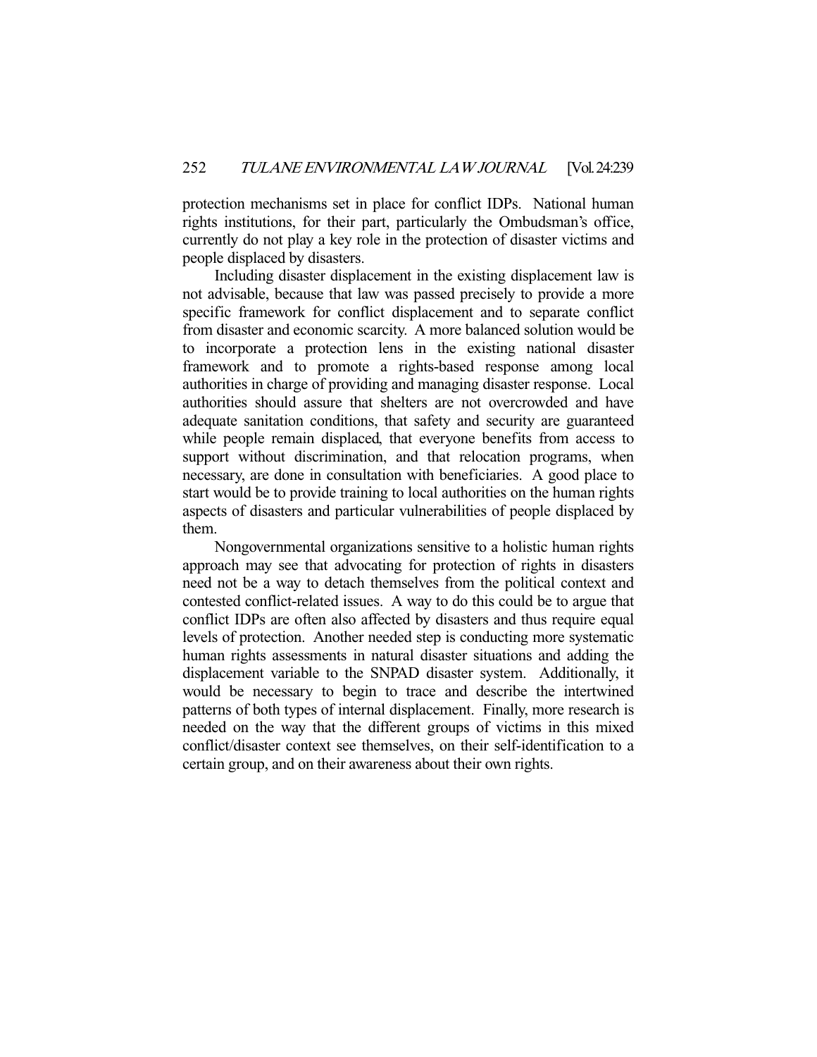protection mechanisms set in place for conflict IDPs. National human rights institutions, for their part, particularly the Ombudsman's office, currently do not play a key role in the protection of disaster victims and people displaced by disasters.

Including disaster displacement in the existing displacement law is not advisable, because that law was passed precisely to provide a more specific framework for conflict displacement and to separate conflict from disaster and economic scarcity. A more balanced solution would be to incorporate a protection lens in the existing national disaster framework and to promote a rights-based response among local authorities in charge of providing and managing disaster response. Local authorities should assure that shelters are not overcrowded and have adequate sanitation conditions, that safety and security are guaranteed while people remain displaced, that everyone benefits from access to support without discrimination, and that relocation programs, when necessary, are done in consultation with beneficiaries. A good place to start would be to provide training to local authorities on the human rights aspects of disasters and particular vulnerabilities of people displaced by them.

Nongovernmental organizations sensitive to a holistic human rights approach may see that advocating for protection of rights in disasters need not be a way to detach themselves from the political context and contested conflict-related issues. A way to do this could be to argue that conflict IDPs are often also affected by disasters and thus require equal levels of protection. Another needed step is conducting more systematic human rights assessments in natural disaster situations and adding the displacement variable to the SNPAD disaster system. Additionally, it would be necessary to begin to trace and describe the intertwined patterns of both types of internal displacement. Finally, more research is needed on the way that the different groups of victims in this mixed conflict/disaster context see themselves, on their self-identification to a certain group, and on their awareness about their own rights.